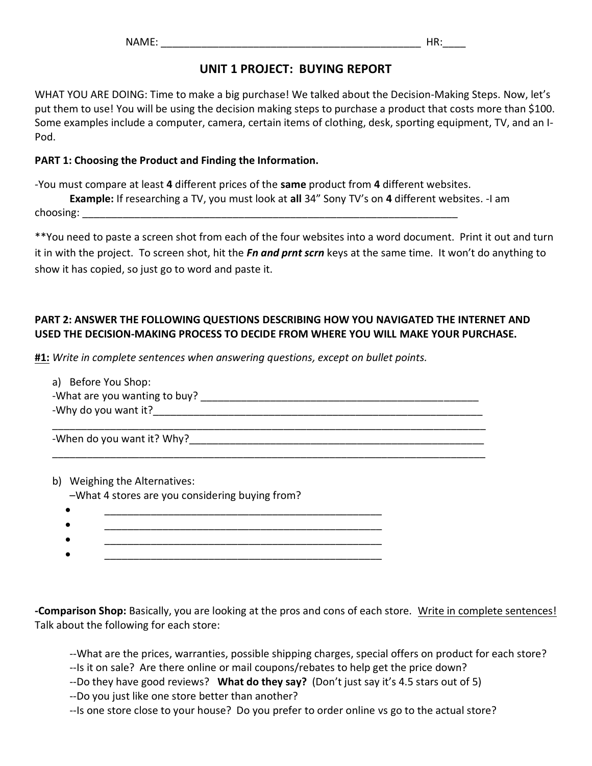NAME: _____________________________________________ HR:____

## UNIT 1 PROJECT: BUYING REPORT

WHAT YOU ARE DOING: Time to make a big purchase! We talked about the Decision-Making Steps. Now, let's put them to use! You will be using the decision making steps to purchase a product that costs more than $100. Some examples include a computer, camera, certain items of clothing, desk, sporting equipment, TV, and an I-Pod.

**PART 1: Choosing the Product and Finding the Information.**

-You must compare at least **4** different prices of the **same** product from **4** different websites.

**Example:** If researching a TV, you must look at **all** 34" Sony TV's on **4** different websites. -I am choosing: ____________________________________________________________________

**You need to paste a screen shot from each of the four websites into a word document. Print it out and turn it in with the project. To screen shot, hit the ***Fn and prnt scrn*** keys at the same time. It won't do anything to show it has copied, so just go to word and paste it.

**PART 2: ANSWER THE FOLLOWING QUESTIONS DESCRIBING HOW YOU NAVIGATED THE INTERNET AND USED THE DECISION-MAKING PROCESS TO DECIDE FROM WHERE YOU WILL MAKE YOUR PURCHASE.**

**#1:** *Write in complete sentences when answering questions, except on bullet points.*

a) Before You Shop:
-What are you wanting to buy? ___________________________________________________
-Why do you want it?___________________________________________________________
_______________________________________________________________________________
-When do you want it? Why?_____________________________________________________
_______________________________________________________________________________

b) Weighing the Alternatives:
–What 4 stores are you considering buying from?

- _______________________________________________
- _______________________________________________
- _______________________________________________
- _______________________________________________

**-Comparison Shop:** Basically, you are looking at the pros and cons of each store. Write in complete sentences! Talk about the following for each store:

--What are the prices, warranties, possible shipping charges, special offers on product for each store?
--Is it on sale? Are there online or mail coupons/rebates to help get the price down?
--Do they have good reviews? **What do they say?** (Don't just say it's 4.5 stars out of 5)
--Do you just like one store better than another?
--Is one store close to your house? Do you prefer to order online vs go to the actual store?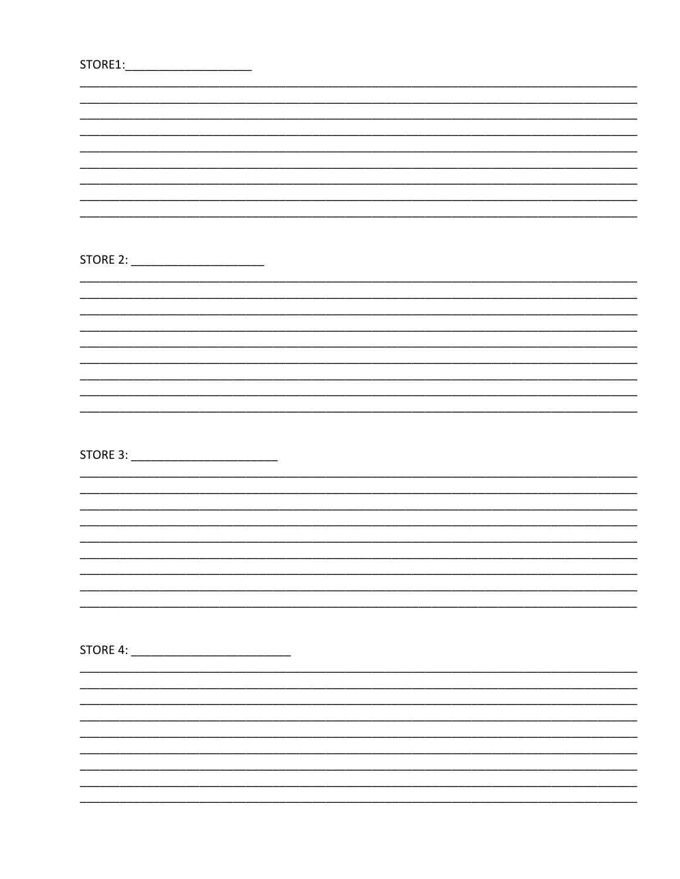STORE1:____________________

_____________________________________________________________________________________
_____________________________________________________________________________________
_____________________________________________________________________________________
_____________________________________________________________________________________
_____________________________________________________________________________________
_____________________________________________________________________________________
_____________________________________________________________________________________
_____________________________________________________________________________________
_____________________________________________________________________________________

STORE 2: _____________________

_____________________________________________________________________________________
_____________________________________________________________________________________
_____________________________________________________________________________________
_____________________________________________________________________________________
_____________________________________________________________________________________
_____________________________________________________________________________________
_____________________________________________________________________________________
_____________________________________________________________________________________
_____________________________________________________________________________________

STORE 3: _______________________

_____________________________________________________________________________________
_____________________________________________________________________________________
_____________________________________________________________________________________
_____________________________________________________________________________________
_____________________________________________________________________________________
_____________________________________________________________________________________
_____________________________________________________________________________________
_____________________________________________________________________________________
_____________________________________________________________________________________

STORE 4: _________________________

_____________________________________________________________________________________
_____________________________________________________________________________________
_____________________________________________________________________________________
_____________________________________________________________________________________
_____________________________________________________________________________________
_____________________________________________________________________________________
_____________________________________________________________________________________
_____________________________________________________________________________________
_____________________________________________________________________________________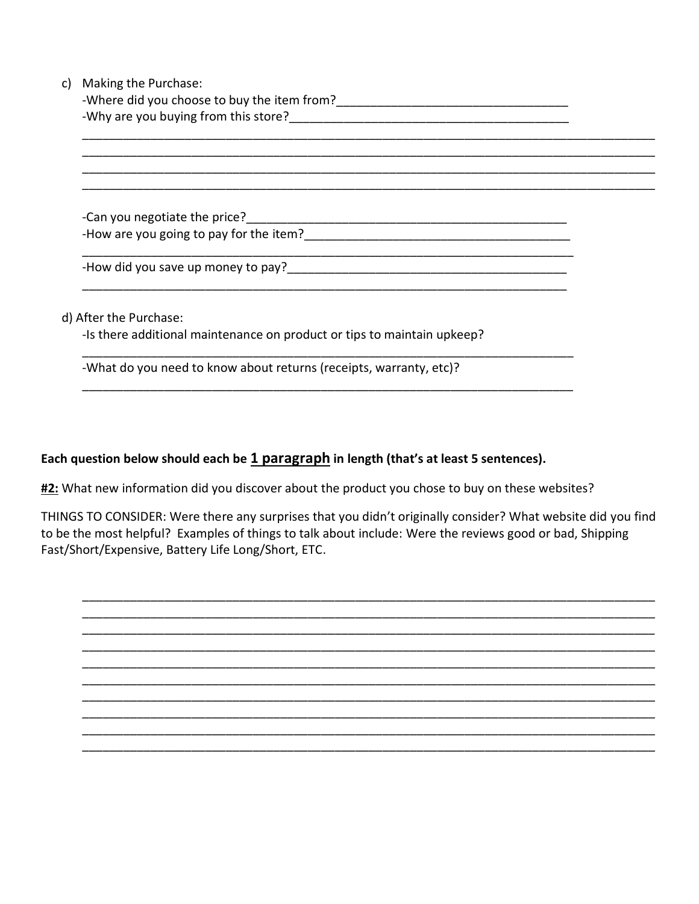c) Making the Purchase:

-Where did you choose to buy the item from?___________________________________

-Why are you buying from this store?__________________________________________

_____________________________________________________________________________________

_____________________________________________________________________________________

_____________________________________________________________________________________

_____________________________________________________________________________________

-Can you negotiate the price?_________________________________________________

-How are you going to pay for the item?________________________________________

_____________________________________________________________________________

-How did you save up money to pay?___________________________________________

_____________________________________________________________________________

d) After the Purchase:

-Is there additional maintenance on product or tips to maintain upkeep?

_____________________________________________________________________________

-What do you need to know about returns (receipts, warranty, etc)?

_____________________________________________________________________________

**Each question below should each be <u>1 paragraph</u> in length (that's at least 5 sentences).**

**<u>#2:</u>** What new information did you discover about the product you chose to buy on these websites?

THINGS TO CONSIDER: Were there any surprises that you didn't originally consider? What website did you find to be the most helpful? Examples of things to talk about include: Were the reviews good or bad, Shipping Fast/Short/Expensive, Battery Life Long/Short, ETC.

_____________________________________________________________________________________

_____________________________________________________________________________________

_____________________________________________________________________________________

_____________________________________________________________________________________

_____________________________________________________________________________________

_____________________________________________________________________________________

_____________________________________________________________________________________

_____________________________________________________________________________________

_____________________________________________________________________________________

_____________________________________________________________________________________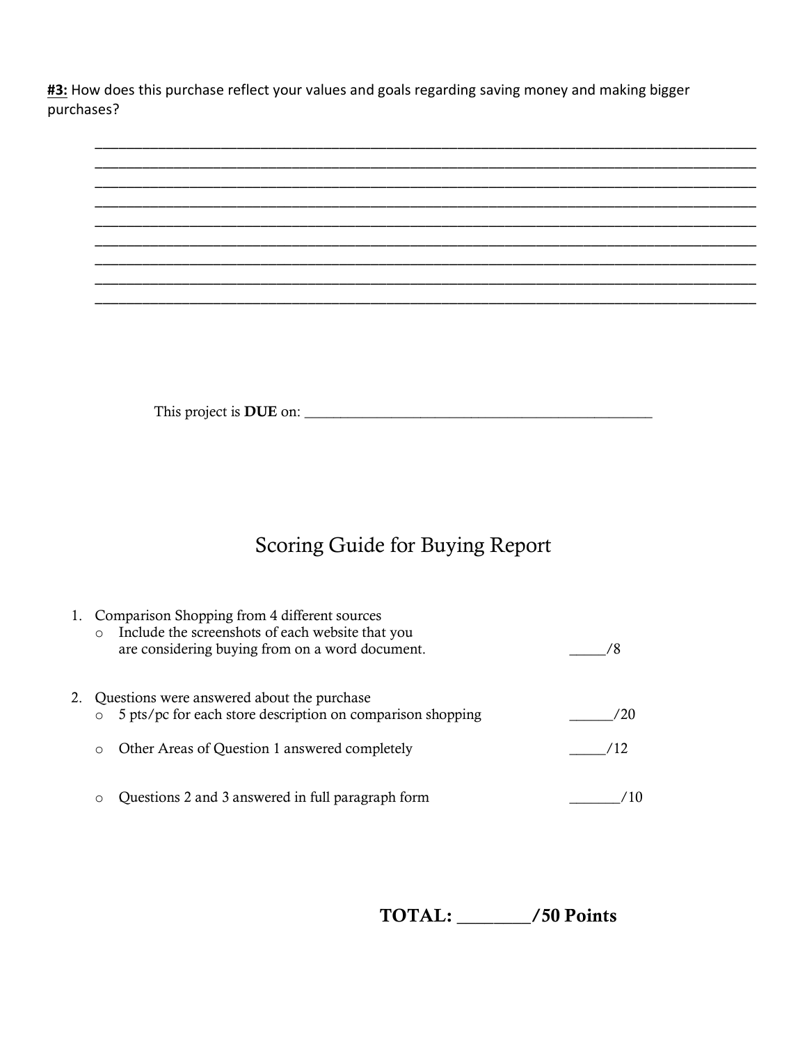**#3:** How does this purchase reflect your values and goals regarding saving money and making bigger purchases?

______________________________________________________________________________
______________________________________________________________________________
______________________________________________________________________________
______________________________________________________________________________
______________________________________________________________________________
______________________________________________________________________________
______________________________________________________________________________
______________________________________________________________________________
______________________________________________________________________________

This project is **DUE** on: _______________________________________________

## Scoring Guide for Buying Report

1. Comparison Shopping from 4 different sources
   - Include the screenshots of each website that you are considering buying from on a word document. _____/8

2. Questions were answered about the purchase
   - 5 pts/pc for each store description on comparison shopping ______/20
   - Other Areas of Question 1 answered completely _____/12
   - Questions 2 and 3 answered in full paragraph form _______/10

**TOTAL: ________/50 Points**